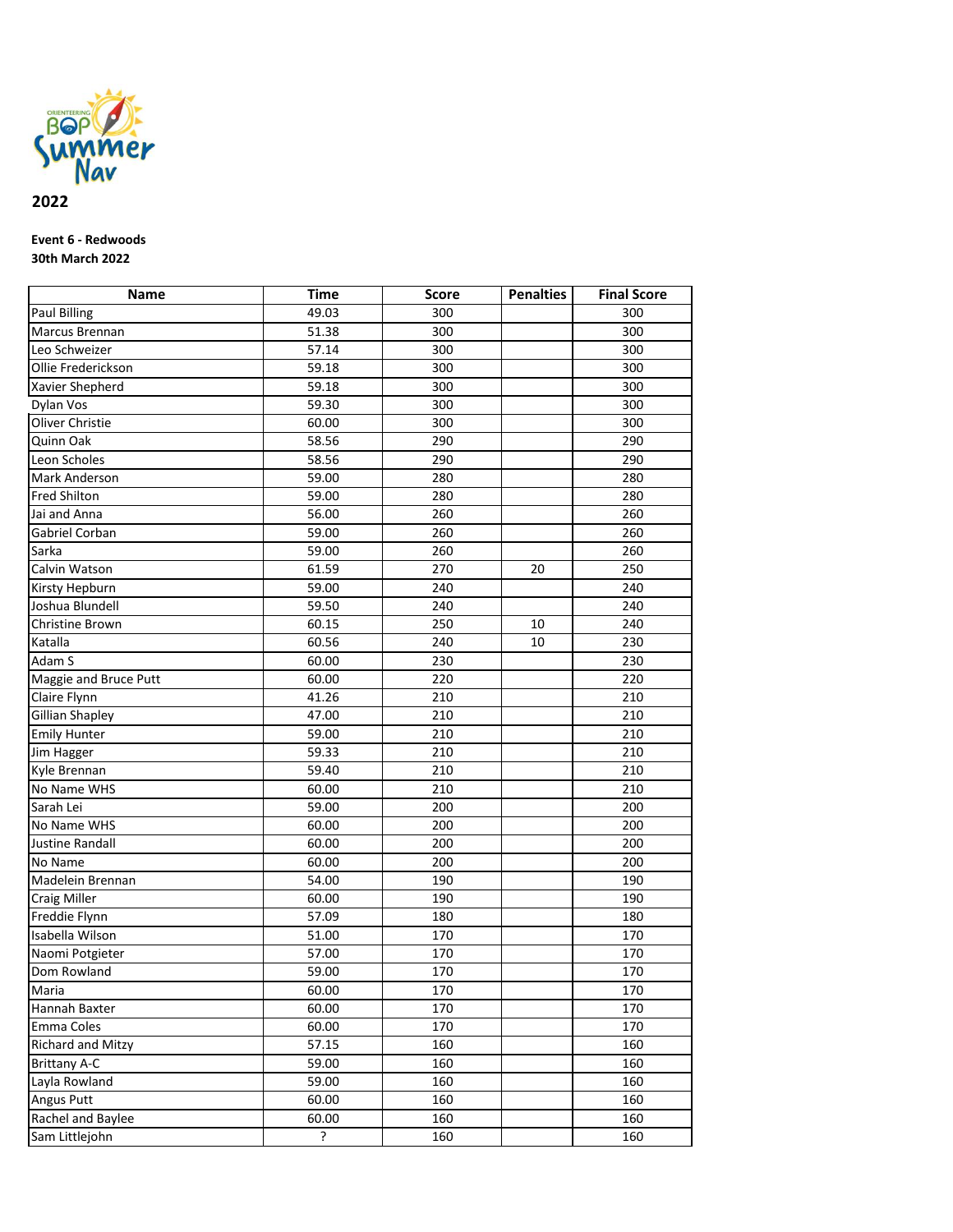ORIENTEERING BOP Summer Nav

**2022**

**Event 6 - Redwoods**
**30th March 2022**

| Name | Time | Score | Penalties | Final Score |
|---|---|---|---|---|
| Paul Billing | 49.03 | 300 | | 300 |
| Marcus Brennan | 51.38 | 300 | | 300 |
| Leo Schweizer | 57.14 | 300 | | 300 |
| Ollie Frederickson | 59.18 | 300 | | 300 |
| Xavier Shepherd | 59.18 | 300 | | 300 |
| Dylan Vos | 59.30 | 300 | | 300 |
| Oliver Christie | 60.00 | 300 | | 300 |
| Quinn Oak | 58.56 | 290 | | 290 |
| Leon Scholes | 58.56 | 290 | | 290 |
| Mark Anderson | 59.00 | 280 | | 280 |
| Fred Shilton | 59.00 | 280 | | 280 |
| Jai and Anna | 56.00 | 260 | | 260 |
| Gabriel Corban | 59.00 | 260 | | 260 |
| Sarka | 59.00 | 260 | | 260 |
| Calvin Watson | 61.59 | 270 | 20 | 250 |
| Kirsty Hepburn | 59.00 | 240 | | 240 |
| Joshua Blundell | 59.50 | 240 | | 240 |
| Christine Brown | 60.15 | 250 | 10 | 240 |
| Katalla | 60.56 | 240 | 10 | 230 |
| Adam S | 60.00 | 230 | | 230 |
| Maggie and Bruce Putt | 60.00 | 220 | | 220 |
| Claire Flynn | 41.26 | 210 | | 210 |
| Gillian Shapley | 47.00 | 210 | | 210 |
| Emily Hunter | 59.00 | 210 | | 210 |
| Jim Hagger | 59.33 | 210 | | 210 |
| Kyle Brennan | 59.40 | 210 | | 210 |
| No Name WHS | 60.00 | 210 | | 210 |
| Sarah Lei | 59.00 | 200 | | 200 |
| No Name WHS | 60.00 | 200 | | 200 |
| Justine Randall | 60.00 | 200 | | 200 |
| No Name | 60.00 | 200 | | 200 |
| Madelein Brennan | 54.00 | 190 | | 190 |
| Craig Miller | 60.00 | 190 | | 190 |
| Freddie Flynn | 57.09 | 180 | | 180 |
| Isabella Wilson | 51.00 | 170 | | 170 |
| Naomi Potgieter | 57.00 | 170 | | 170 |
| Dom Rowland | 59.00 | 170 | | 170 |
| Maria | 60.00 | 170 | | 170 |
| Hannah Baxter | 60.00 | 170 | | 170 |
| Emma Coles | 60.00 | 170 | | 170 |
| Richard and Mitzy | 57.15 | 160 | | 160 |
| Brittany A-C | 59.00 | 160 | | 160 |
| Layla Rowland | 59.00 | 160 | | 160 |
| Angus Putt | 60.00 | 160 | | 160 |
| Rachel and Baylee | 60.00 | 160 | | 160 |
| Sam Littlejohn | ? | 160 | | 160 |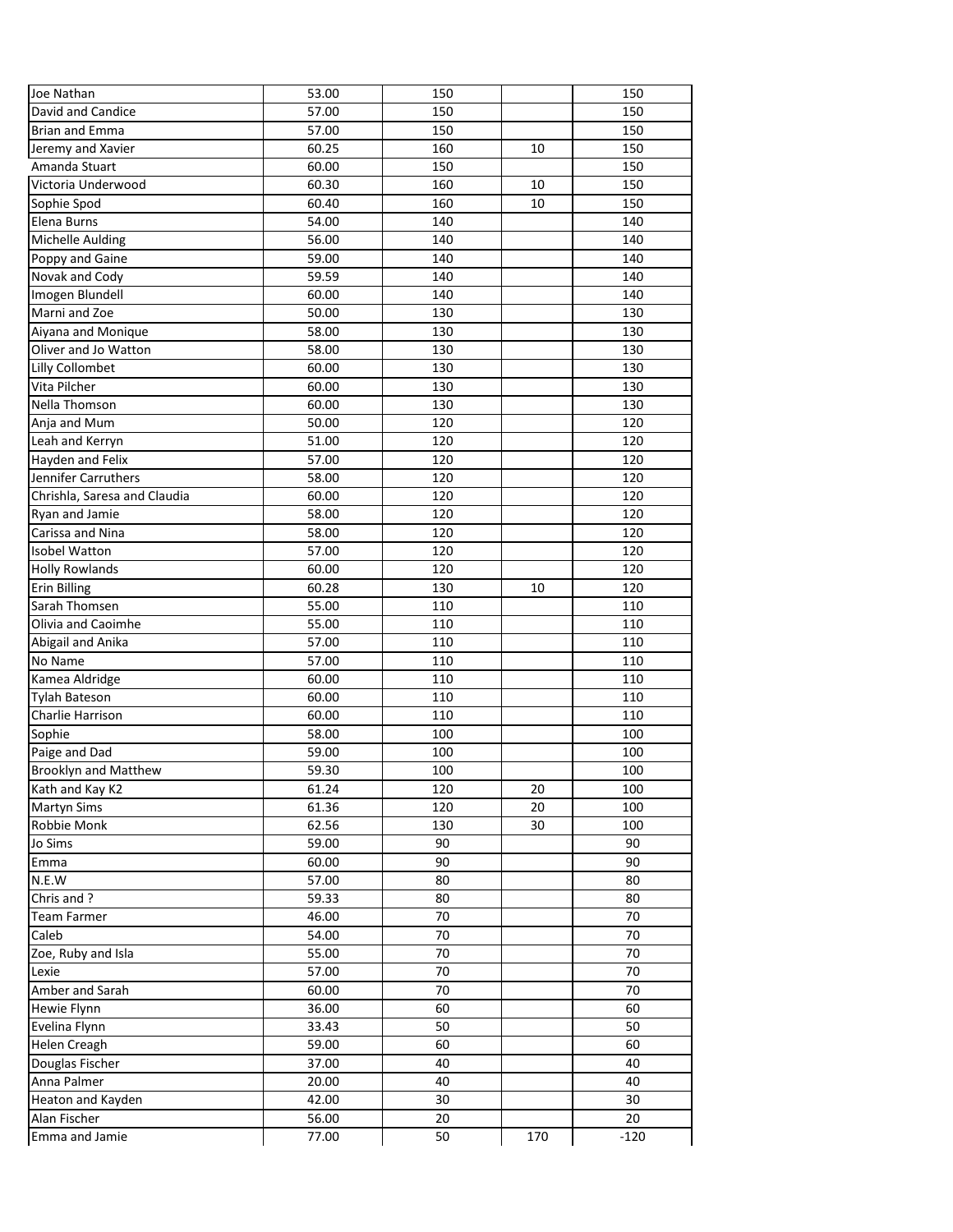| | | | | |
|---|---|---|---|---|
| Joe Nathan | 53.00 | 150 | | 150 |
| David and Candice | 57.00 | 150 | | 150 |
| Brian and Emma | 57.00 | 150 | | 150 |
| Jeremy and Xavier | 60.25 | 160 | 10 | 150 |
| Amanda Stuart | 60.00 | 150 | | 150 |
| Victoria Underwood | 60.30 | 160 | 10 | 150 |
| Sophie Spod | 60.40 | 160 | 10 | 150 |
| Elena Burns | 54.00 | 140 | | 140 |
| Michelle Aulding | 56.00 | 140 | | 140 |
| Poppy and Gaine | 59.00 | 140 | | 140 |
| Novak and Cody | 59.59 | 140 | | 140 |
| Imogen Blundell | 60.00 | 140 | | 140 |
| Marni and Zoe | 50.00 | 130 | | 130 |
| Aiyana and Monique | 58.00 | 130 | | 130 |
| Oliver and Jo Watton | 58.00 | 130 | | 130 |
| Lilly Collombet | 60.00 | 130 | | 130 |
| Vita Pilcher | 60.00 | 130 | | 130 |
| Nella Thomson | 60.00 | 130 | | 130 |
| Anja and Mum | 50.00 | 120 | | 120 |
| Leah and Kerryn | 51.00 | 120 | | 120 |
| Hayden and Felix | 57.00 | 120 | | 120 |
| Jennifer Carruthers | 58.00 | 120 | | 120 |
| Chrishla, Saresa and Claudia | 60.00 | 120 | | 120 |
| Ryan and Jamie | 58.00 | 120 | | 120 |
| Carissa and Nina | 58.00 | 120 | | 120 |
| Isobel Watton | 57.00 | 120 | | 120 |
| Holly Rowlands | 60.00 | 120 | | 120 |
| Erin Billing | 60.28 | 130 | 10 | 120 |
| Sarah Thomsen | 55.00 | 110 | | 110 |
| Olivia and Caoimhe | 55.00 | 110 | | 110 |
| Abigail and Anika | 57.00 | 110 | | 110 |
| No Name | 57.00 | 110 | | 110 |
| Kamea Aldridge | 60.00 | 110 | | 110 |
| Tylah Bateson | 60.00 | 110 | | 110 |
| Charlie Harrison | 60.00 | 110 | | 110 |
| Sophie | 58.00 | 100 | | 100 |
| Paige and Dad | 59.00 | 100 | | 100 |
| Brooklyn and Matthew | 59.30 | 100 | | 100 |
| Kath and Kay K2 | 61.24 | 120 | 20 | 100 |
| Martyn Sims | 61.36 | 120 | 20 | 100 |
| Robbie Monk | 62.56 | 130 | 30 | 100 |
| Jo Sims | 59.00 | 90 | | 90 |
| Emma | 60.00 | 90 | | 90 |
| N.E.W | 57.00 | 80 | | 80 |
| Chris and ? | 59.33 | 80 | | 80 |
| Team Farmer | 46.00 | 70 | | 70 |
| Caleb | 54.00 | 70 | | 70 |
| Zoe, Ruby and Isla | 55.00 | 70 | | 70 |
| Lexie | 57.00 | 70 | | 70 |
| Amber and Sarah | 60.00 | 70 | | 70 |
| Hewie Flynn | 36.00 | 60 | | 60 |
| Evelina Flynn | 33.43 | 50 | | 50 |
| Helen Creagh | 59.00 | 60 | | 60 |
| Douglas Fischer | 37.00 | 40 | | 40 |
| Anna Palmer | 20.00 | 40 | | 40 |
| Heaton and Kayden | 42.00 | 30 | | 30 |
| Alan Fischer | 56.00 | 20 | | 20 |
| Emma and Jamie | 77.00 | 50 | 170 | -120 |